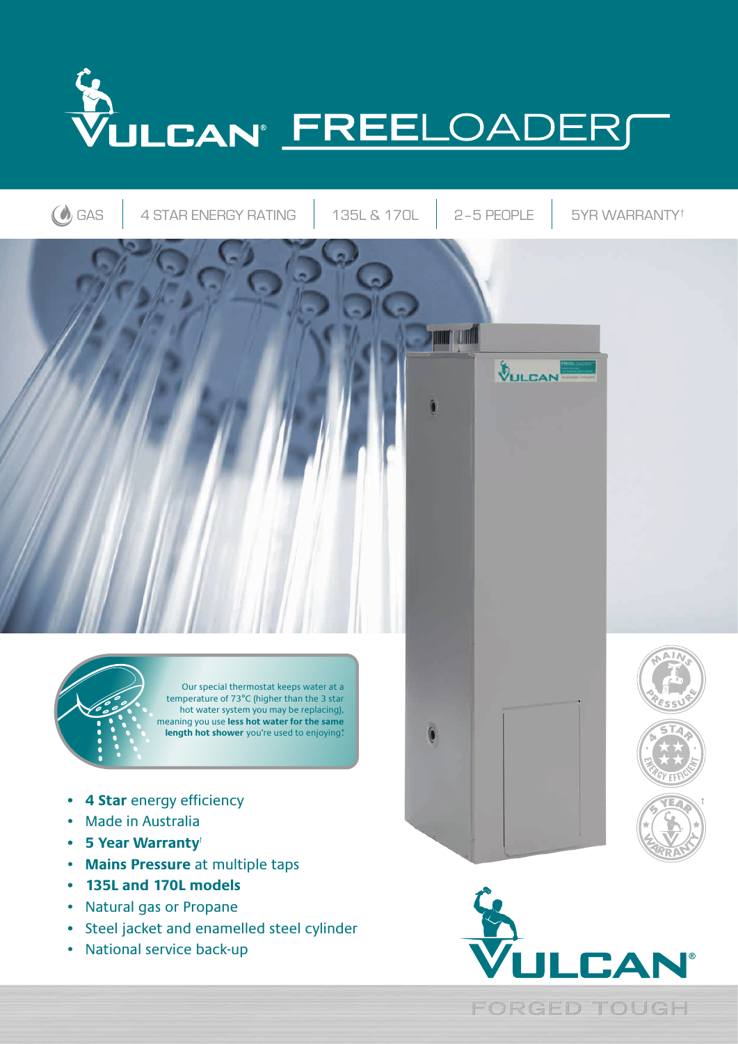# VULCAN® FREELOADER

GAS | 4 STAR ENERGY RATING | 135L & 170L | 2-5 PEOPLE | 5YR WARRANTY†

Our special thermostat keeps water at a temperature of 73°C (higher than the 3 star hot water system you may be replacing), meaning you use **less hot water for the same length hot shower** you're used to enjoying*.

- **4 Star** energy efficiency
- Made in Australia
- **5 Year Warranty**†
- **Mains Pressure** at multiple taps
- **135L and 170L models**
- Natural gas or Propane
- Steel jacket and enamelled steel cylinder
- National service back-up

MAINS PRESSURE

4 STAR ENERGY EFFICIENT

5 YEAR WARRANTY†

VULCAN®

FORGED TOUGH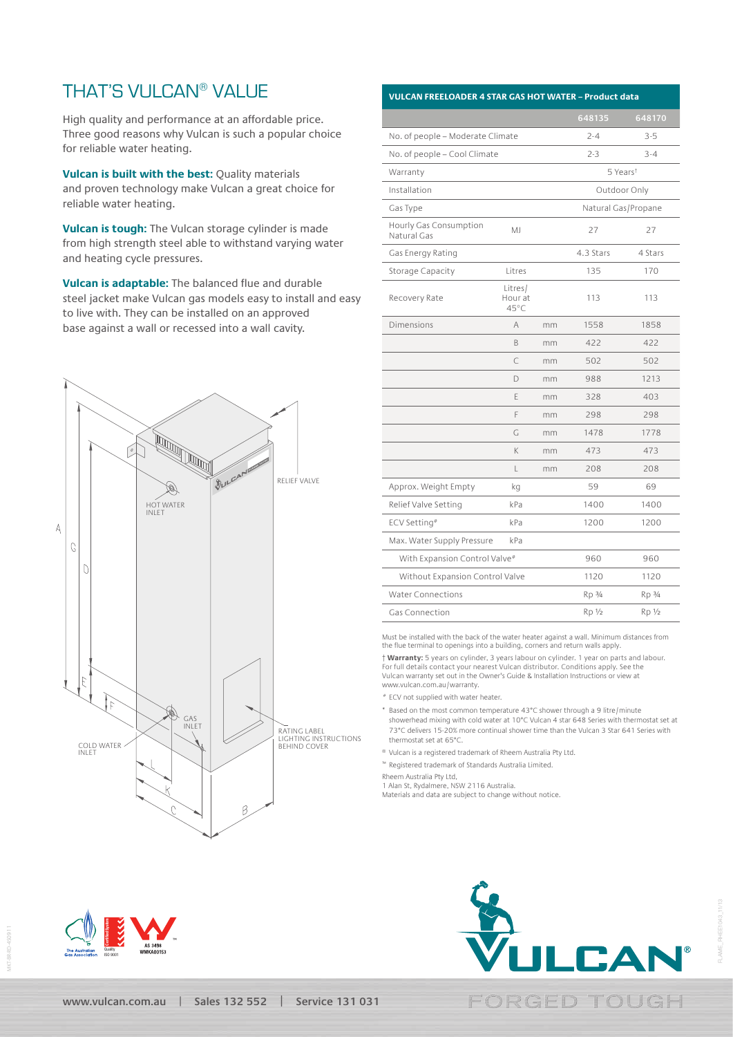# THAT'S VULCAN® VALUE

High quality and performance at an affordable price. Three good reasons why Vulcan is such a popular choice for reliable water heating.

**Vulcan is built with the best:** Quality materials and proven technology make Vulcan a great choice for reliable water heating.

**Vulcan is tough:** The Vulcan storage cylinder is made from high strength steel able to withstand varying water and heating cycle pressures.

**Vulcan is adaptable:** The balanced flue and durable steel jacket make Vulcan gas models easy to install and easy to live with. They can be installed on an approved base against a wall or recessed into a wall cavity.

RELIEF VALVE
HOT WATER INLET
GAS INLET
COLD WATER INLET
RATING LABEL LIGHTING INSTRUCTIONS BEHIND COVER
A
G
D
E
F
L
K
C
B

**VULCAN FREELOADER 4 STAR GAS HOT WATER – Product data**

| | | | 648135 | 648170 |
|---|---|---|---|---|
| No. of people – Moderate Climate | | | 2-4 | 3-5 |
| No. of people – Cool Climate | | | 2-3 | 3-4 |
| Warranty | | | 5 Years† | |
| Installation | | | Outdoor Only | |
| Gas Type | | | Natural Gas/Propane | |
| Hourly Gas Consumption Natural Gas | MJ | | 27 | 27 |
| Gas Energy Rating | | | 4.3 Stars | 4 Stars |
| Storage Capacity | Litres | | 135 | 170 |
| Recovery Rate | Litres/ Hour at 45°C | | 113 | 113 |
| Dimensions | A | mm | 1558 | 1858 |
| | B | mm | 422 | 422 |
| | C | mm | 502 | 502 |
| | D | mm | 988 | 1213 |
| | E | mm | 328 | 403 |
| | F | mm | 298 | 298 |
| | G | mm | 1478 | 1778 |
| | K | mm | 473 | 473 |
| | L | mm | 208 | 208 |
| Approx. Weight Empty | kg | | 59 | 69 |
| Relief Valve Setting | kPa | | 1400 | 1400 |
| ECV Setting# | kPa | | 1200 | 1200 |
| Max. Water Supply Pressure | kPa | | | |
| With Expansion Control Valve# | | | 960 | 960 |
| Without Expansion Control Valve | | | 1120 | 1120 |
| Water Connections | | | Rp ¾ | Rp ¾ |
| Gas Connection | | | Rp ½ | Rp ½ |

Must be installed with the back of the water heater against a wall. Minimum distances from the flue terminal to openings into a building, corners and return walls apply.

† **Warranty:** 5 years on cylinder, 3 years labour on cylinder. 1 year on parts and labour. For full details contact your nearest Vulcan distributor. Conditions apply. See the Vulcan warranty set out in the Owner's Guide & Installation Instructions or view at www.vulcan.com.au/warranty.

# ECV not supplied with water heater.

* Based on the most common temperature 43°C shower through a 9 litre/minute showerhead mixing with cold water at 10°C Vulcan 4 star 648 Series with thermostat set at 73°C delivers 15-20% more continual shower time than the Vulcan 3 Star 641 Series with thermostat set at 65°C.

® Vulcan is a registered trademark of Rheem Australia Pty Ltd.

™ Registered trademark of Standards Australia Limited.

Rheem Australia Pty Ltd,
1 Alan St, Rydalmere, NSW 2116 Australia.
Materials and data are subject to change without notice.

The Australian Gas Association
Quality ISO 9001
AS 3498 WMKA00153

VULCAN®
FORGED TOUGH

www.vulcan.com.au | Sales 132 552 | Service 131 031